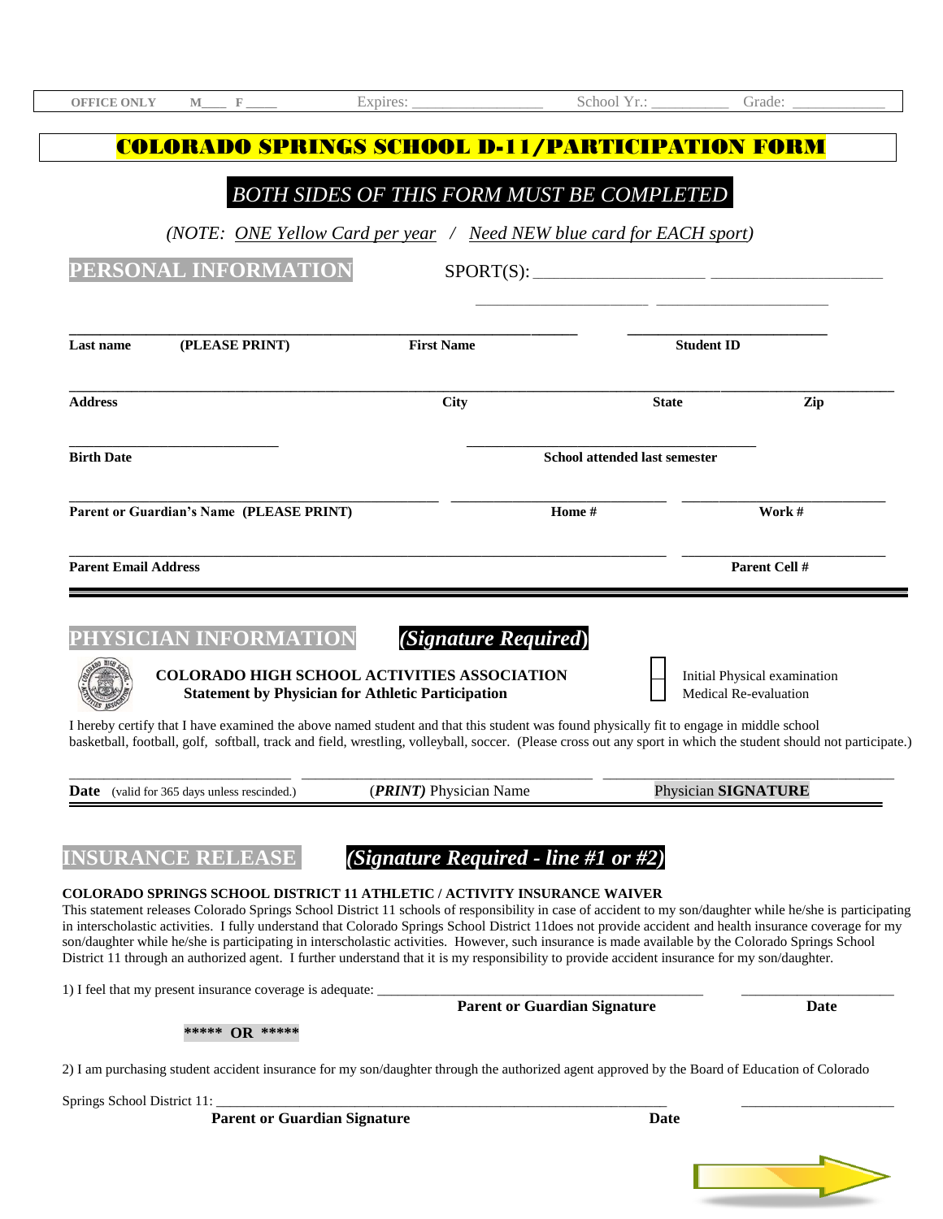OFFICE ONLY M____ F _____ Expires: _________________ School Yr.: __________ Grade: ____________

# COLORADO SPRINGS SCHOOL D-11/PARTICIPATION FORM

***BOTH SIDES OF THIS FORM MUST BE COMPLETED***

*(NOTE: ONE Yellow Card per year / Need NEW blue card for EACH sport)*

## PERSONAL INFORMATION

SPORT(S): ____________________ ____________________

____________________ ____________________

**Last name** **(PLEASE PRINT)** **First Name** **Student ID**

**Address** **City** **State** **Zip**

**Birth Date** **School attended last semester**

**Parent or Guardian's Name (PLEASE PRINT)** **Home #** **Work #**

**Parent Email Address** **Parent Cell #**

## PHYSICIAN INFORMATION *(Signature Required)*

**COLORADO HIGH SCHOOL ACTIVITIES ASSOCIATION**
**Statement by Physician for Athletic Participation**

☐ Initial Physical examination
☐ Medical Re-evaluation

I hereby certify that I have examined the above named student and that this student was found physically fit to engage in middle school basketball, football, golf, softball, track and field, wrestling, volleyball, soccer. (Please cross out any sport in which the student should not participate.)

**Date** (valid for 365 days unless rescinded.) (***PRINT)*** Physician Name Physician **SIGNATURE**

## INSURANCE RELEASE *(Signature Required - line #1 or #2)*

**COLORADO SPRINGS SCHOOL DISTRICT 11 ATHLETIC / ACTIVITY INSURANCE WAIVER**

This statement releases Colorado Springs School District 11 schools of responsibility in case of accident to my son/daughter while he/she is participating in interscholastic activities. I fully understand that Colorado Springs School District 11does not provide accident and health insurance coverage for my son/daughter while he/she is participating in interscholastic activities. However, such insurance is made available by the Colorado Springs School District 11 through an authorized agent. I further understand that it is my responsibility to provide accident insurance for my son/daughter.

1) I feel that my present insurance coverage is adequate: ________________________________________ ____________________

**Parent or Guardian Signature** **Date**

**\*\*\*\*\* OR \*\*\*\*\***

2) I am purchasing student accident insurance for my son/daughter through the authorized agent approved by the Board of Education of Colorado Springs School District 11: ________________________________________ ____________________

**Parent or Guardian Signature** **Date**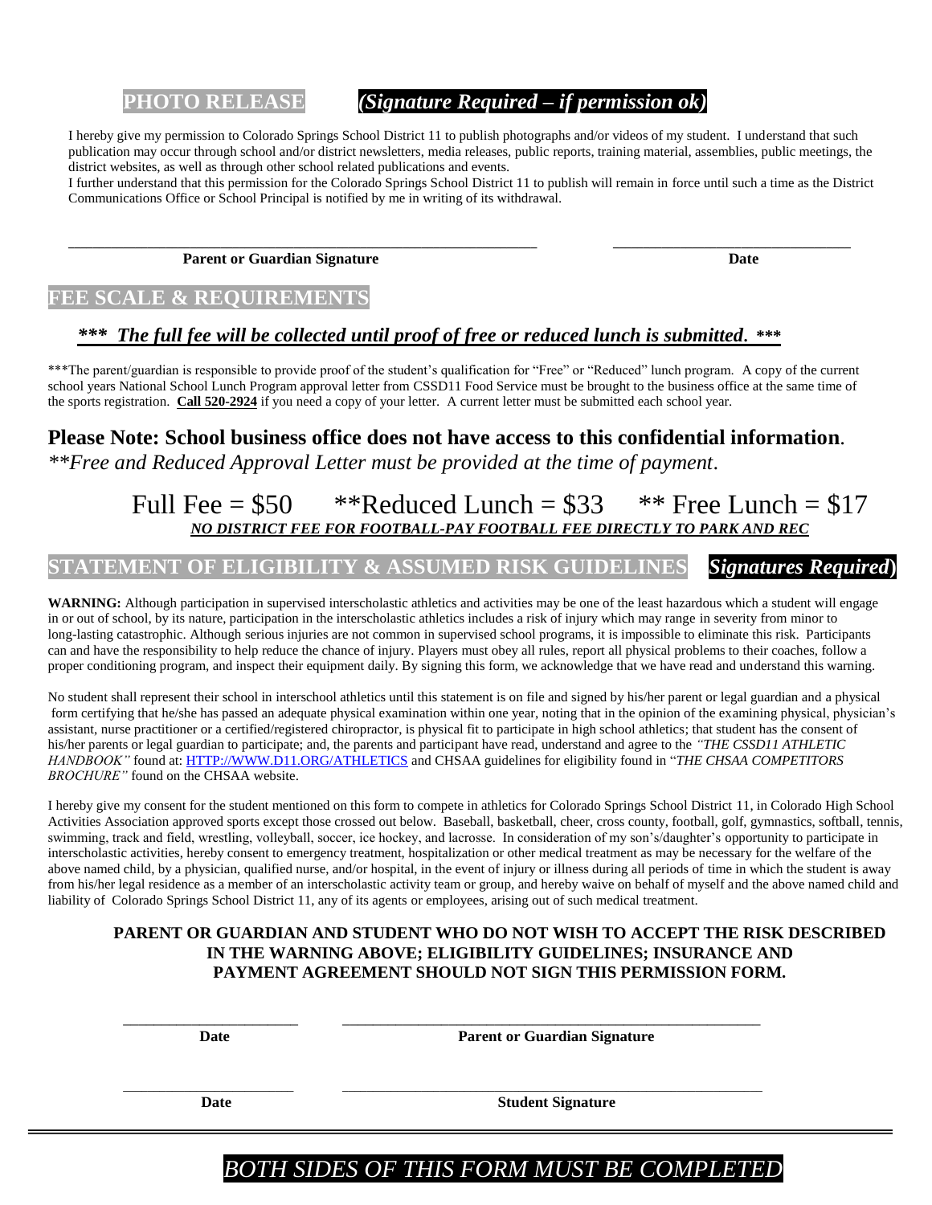## PHOTO RELEASE *(Signature Required – if permission ok)*

I hereby give my permission to Colorado Springs School District 11 to publish photographs and/or videos of my student. I understand that such publication may occur through school and/or district newsletters, media releases, public reports, training material, assemblies, public meetings, the district websites, as well as through other school related publications and events.
I further understand that this permission for the Colorado Springs School District 11 to publish will remain in force until such a time as the District Communications Office or School Principal is notified by me in writing of its withdrawal.

\_\_\_\_\_\_\_\_\_\_\_\_\_\_\_\_\_\_\_\_\_\_\_\_\_\_\_\_\_\_\_\_\_\_\_\_\_\_\_\_\_\_\_\_\_\_ \_\_\_\_\_\_\_\_\_\_\_\_\_\_\_\_\_\_\_\_\_\_\_\_\_

**Parent or Guardian Signature** **Date**

## FEE SCALE & REQUIREMENTS

***\*\*\* The full fee will be collected until proof of free or reduced lunch is submitted. \*\*\****

\*\*\*The parent/guardian is responsible to provide proof of the student's qualification for "Free" or "Reduced" lunch program. A copy of the current school years National School Lunch Program approval letter from CSSD11 Food Service must be brought to the business office at the same time of the sports registration. **Call 520-2924** if you need a copy of your letter. A current letter must be submitted each school year.

**Please Note: School business office does not have access to this confidential information.**
*\*\*Free and Reduced Approval Letter must be provided at the time of payment.*

Full Fee = $50 \*\*Reduced Lunch = $33 \*\* Free Lunch = $17

***NO DISTRICT FEE FOR FOOTBALL-PAY FOOTBALL FEE DIRECTLY TO PARK AND REC***

## STATEMENT OF ELIGIBILITY & ASSUMED RISK GUIDELINES *Signatures Required)*

**WARNING:** Although participation in supervised interscholastic athletics and activities may be one of the least hazardous which a student will engage in or out of school, by its nature, participation in the interscholastic athletics includes a risk of injury which may range in severity from minor to long-lasting catastrophic. Although serious injuries are not common in supervised school programs, it is impossible to eliminate this risk. Participants can and have the responsibility to help reduce the chance of injury. Players must obey all rules, report all physical problems to their coaches, follow a proper conditioning program, and inspect their equipment daily. By signing this form, we acknowledge that we have read and understand this warning.

No student shall represent their school in interschool athletics until this statement is on file and signed by his/her parent or legal guardian and a physical form certifying that he/she has passed an adequate physical examination within one year, noting that in the opinion of the examining physical, physician's assistant, nurse practitioner or a certified/registered chiropractor, is physical fit to participate in high school athletics; that student has the consent of his/her parents or legal guardian to participate; and, the parents and participant have read, understand and agree to the *"THE CSSD11 ATHLETIC HANDBOOK"* found at: HTTP://WWW.D11.ORG/ATHLETICS and CHSAA guidelines for eligibility found in "*THE CHSAA COMPETITORS BROCHURE"* found on the CHSAA website.

I hereby give my consent for the student mentioned on this form to compete in athletics for Colorado Springs School District 11, in Colorado High School Activities Association approved sports except those crossed out below. Baseball, basketball, cheer, cross county, football, golf, gymnastics, softball, tennis, swimming, track and field, wrestling, volleyball, soccer, ice hockey, and lacrosse. In consideration of my son's/daughter's opportunity to participate in interscholastic activities, hereby consent to emergency treatment, hospitalization or other medical treatment as may be necessary for the welfare of the above named child, by a physician, qualified nurse, and/or hospital, in the event of injury or illness during all periods of time in which the student is away from his/her legal residence as a member of an interscholastic activity team or group, and hereby waive on behalf of myself and the above named child and liability of Colorado Springs School District 11, any of its agents or employees, arising out of such medical treatment.

**PARENT OR GUARDIAN AND STUDENT WHO DO NOT WISH TO ACCEPT THE RISK DESCRIBED IN THE WARNING ABOVE; ELIGIBILITY GUIDELINES; INSURANCE AND PAYMENT AGREEMENT SHOULD NOT SIGN THIS PERMISSION FORM.**

\_\_\_\_\_\_\_\_\_\_\_\_\_\_\_\_\_\_\_\_ \_\_\_\_\_\_\_\_\_\_\_\_\_\_\_\_\_\_\_\_\_\_\_\_\_\_\_\_\_\_\_\_\_\_\_\_\_\_\_\_\_\_\_\_\_\_

**Date** **Parent or Guardian Signature**

\_\_\_\_\_\_\_\_\_\_\_\_\_\_\_\_\_\_\_\_ \_\_\_\_\_\_\_\_\_\_\_\_\_\_\_\_\_\_\_\_\_\_\_\_\_\_\_\_\_\_\_\_\_\_\_\_\_\_\_\_\_\_\_\_\_\_

**Date** **Student Signature**

*BOTH SIDES OF THIS FORM MUST BE COMPLETED*